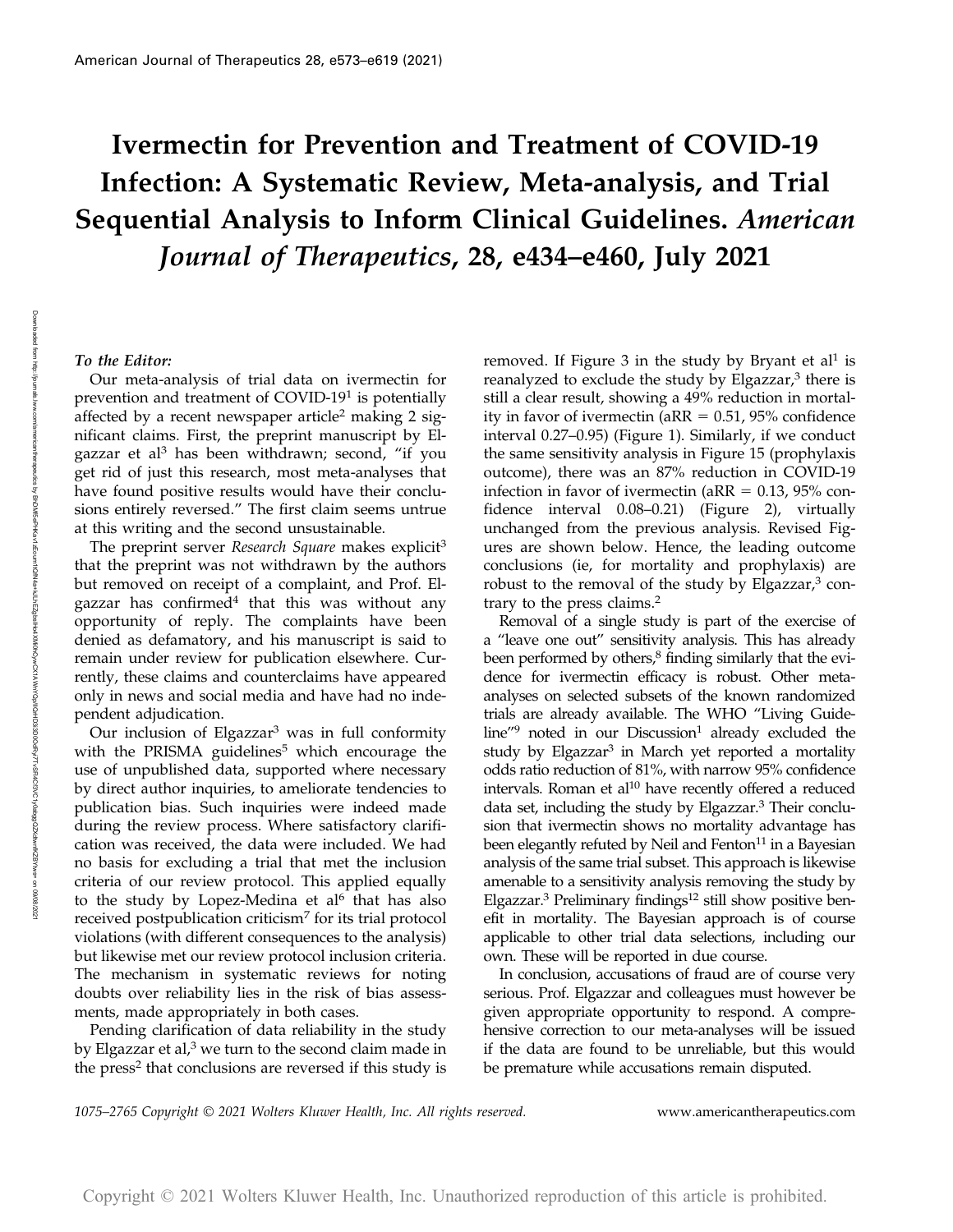# Ivermectin for Prevention and Treatment of COVID-19 Infection: A Systematic Review, Meta-analysis, and Trial Sequential Analysis to Inform Clinical Guidelines. *American Journal of Therapeutics*, 28, e434–e460, July 2021

***To the Editor:***

Our meta-analysis of trial data on ivermectin for prevention and treatment of COVID-19[1] is potentially affected by a recent newspaper article[2] making 2 significant claims. First, the preprint manuscript by Elgazzar et al[3] has been withdrawn; second, "if you get rid of just this research, most meta-analyses that have found positive results would have their conclusions entirely reversed." The first claim seems untrue at this writing and the second unsustainable.

The preprint server *Research Square* makes explicit[3] that the preprint was not withdrawn by the authors but removed on receipt of a complaint, and Prof. Elgazzar has confirmed[4] that this was without any opportunity of reply. The complaints have been denied as defamatory, and his manuscript is said to remain under review for publication elsewhere. Currently, these claims and counterclaims have appeared only in news and social media and have had no independent adjudication.

Our inclusion of Elgazzar[3] was in full conformity with the PRISMA guidelines[5] which encourage the use of unpublished data, supported where necessary by direct author inquiries, to ameliorate tendencies to publication bias. Such inquiries were indeed made during the review process. Where satisfactory clarification was received, the data were included. We had no basis for excluding a trial that met the inclusion criteria of our review protocol. This applied equally to the study by Lopez-Medina et al[6] that has also received postpublication criticism[7] for its trial protocol violations (with different consequences to the analysis) but likewise met our review protocol inclusion criteria. The mechanism in systematic reviews for noting doubts over reliability lies in the risk of bias assessments, made appropriately in both cases.

Pending clarification of data reliability in the study by Elgazzar et al,[3] we turn to the second claim made in the press[2] that conclusions are reversed if this study is removed. If Figure 3 in the study by Bryant et al[1] is reanalyzed to exclude the study by Elgazzar,[3] there is still a clear result, showing a 49% reduction in mortality in favor of ivermectin (aRR = 0.51, 95% confidence interval 0.27–0.95) (Figure 1). Similarly, if we conduct the same sensitivity analysis in Figure 15 (prophylaxis outcome), there was an 87% reduction in COVID-19 infection in favor of ivermectin (aRR = 0.13, 95% confidence interval 0.08–0.21) (Figure 2), virtually unchanged from the previous analysis. Revised Figures are shown below. Hence, the leading outcome conclusions (ie, for mortality and prophylaxis) are robust to the removal of the study by Elgazzar,[3] contrary to the press claims.[2]

Removal of a single study is part of the exercise of a "leave one out" sensitivity analysis. This has already been performed by others,[8] finding similarly that the evidence for ivermectin efficacy is robust. Other meta-analyses on selected subsets of the known randomized trials are already available. The WHO "Living Guideline"[9] noted in our Discussion[1] already excluded the study by Elgazzar[3] in March yet reported a mortality odds ratio reduction of 81%, with narrow 95% confidence intervals. Roman et al[10] have recently offered a reduced data set, including the study by Elgazzar.[3] Their conclusion that ivermectin shows no mortality advantage has been elegantly refuted by Neil and Fenton[11] in a Bayesian analysis of the same trial subset. This approach is likewise amenable to a sensitivity analysis removing the study by Elgazzar.[3] Preliminary findings[12] still show positive benefit in mortality. The Bayesian approach is of course applicable to other trial data selections, including our own. These will be reported in due course.

In conclusion, accusations of fraud are of course very serious. Prof. Elgazzar and colleagues must however be given appropriate opportunity to respond. A comprehensive correction to our meta-analyses will be issued if the data are found to be unreliable, but this would be premature while accusations remain disputed.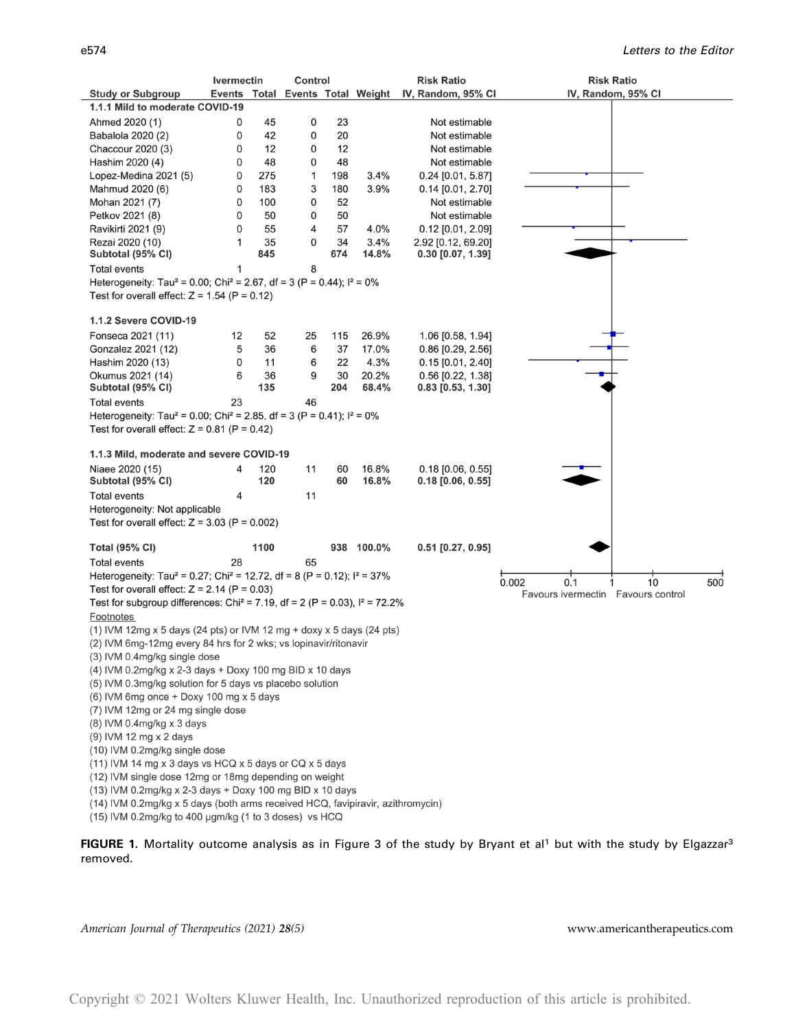| Study or Subgroup | Ivermectin Events | Ivermectin Total | Control Events | Control Total | Weight | Risk Ratio IV, Random, 95% CI |
|---|---|---|---|---|---|---|
| **1.1.1 Mild to moderate COVID-19** | | | | | | |
| Ahmed 2020 (1) | 0 | 45 | 0 | 23 | | Not estimable |
| Babalola 2020 (2) | 0 | 42 | 0 | 20 | | Not estimable |
| Chaccour 2020 (3) | 0 | 12 | 0 | 12 | | Not estimable |
| Hashim 2020 (4) | 0 | 48 | 0 | 48 | | Not estimable |
| Lopez-Medina 2021 (5) | 0 | 275 | 1 | 198 | 3.4% | 0.24 [0.01, 5.87] |
| Mahmud 2020 (6) | 0 | 183 | 3 | 180 | 3.9% | 0.14 [0.01, 2.70] |
| Mohan 2021 (7) | 0 | 100 | 0 | 52 | | Not estimable |
| Petkov 2021 (8) | 0 | 50 | 0 | 50 | | Not estimable |
| Ravikirti 2021 (9) | 0 | 55 | 4 | 57 | 4.0% | 0.12 [0.01, 2.09] |
| Rezai 2020 (10) | 1 | 35 | 0 | 34 | 3.4% | 2.92 [0.12, 69.20] |
| **Subtotal (95% CI)** | | **845** | | **674** | **14.8%** | **0.30 [0.07, 1.39]** |
| Total events | 1 | | 8 | | | |
| Heterogeneity: Tau² = 0.00; Chi² = 2.67, df = 3 (P = 0.44); I² = 0% | | | | | | |
| Test for overall effect: Z = 1.54 (P = 0.12) | | | | | | |
| **1.1.2 Severe COVID-19** | | | | | | |
| Fonseca 2021 (11) | 12 | 52 | 25 | 115 | 26.9% | 1.06 [0.58, 1.94] |
| Gonzalez 2021 (12) | 5 | 36 | 6 | 37 | 17.0% | 0.86 [0.29, 2.56] |
| Hashim 2020 (13) | 0 | 11 | 6 | 22 | 4.3% | 0.15 [0.01, 2.40] |
| Okumus 2021 (14) | 6 | 36 | 9 | 30 | 20.2% | 0.56 [0.22, 1.38] |
| **Subtotal (95% CI)** | | **135** | | **204** | **68.4%** | **0.83 [0.53, 1.30]** |
| Total events | 23 | | 46 | | | |
| Heterogeneity: Tau² = 0.00; Chi² = 2.85, df = 3 (P = 0.41); I² = 0% | | | | | | |
| Test for overall effect: Z = 0.81 (P = 0.42) | | | | | | |
| **1.1.3 Mild, moderate and severe COVID-19** | | | | | | |
| Niaee 2020 (15) | 4 | 120 | 11 | 60 | 16.8% | 0.18 [0.06, 0.55] |
| **Subtotal (95% CI)** | | **120** | | **60** | **16.8%** | **0.18 [0.06, 0.55]** |
| Total events | 4 | | 11 | | | |
| Heterogeneity: Not applicable | | | | | | |
| Test for overall effect: Z = 3.03 (P = 0.002) | | | | | | |
| **Total (95% CI)** | | **1100** | | **938** | **100.0%** | **0.51 [0.27, 0.95]** |
| Total events | 28 | | 65 | | | |
| Heterogeneity: Tau² = 0.27; Chi² = 12.72, df = 8 (P = 0.12); I² = 37% | | | | | | |
| Test for overall effect: Z = 2.14 (P = 0.03) | | | | | | |
| Test for subgroup differences: Chi² = 7.19, df = 2 (P = 0.03), I² = 72.2% | | | | | | |

Risk Ratio IV, Random, 95% CI (axis: 0.002, 0.1, 1, 10, 500; Favours ivermectin | Favours control)

Footnotes
(1) IVM 12mg x 5 days (24 pts) or IVM 12 mg + doxy x 5 days (24 pts)
(2) IVM 6mg-12mg every 84 hrs for 2 wks; vs lopinavir/ritonavir
(3) IVM 0.4mg/kg single dose
(4) IVM 0.2mg/kg x 2-3 days + Doxy 100 mg BID x 10 days
(5) IVM 0.3mg/kg solution for 5 days vs placebo solution
(6) IVM 6mg once + Doxy 100 mg x 5 days
(7) IVM 12mg or 24 mg single dose
(8) IVM 0.4mg/kg x 3 days
(9) IVM 12 mg x 2 days
(10) IVM 0.2mg/kg single dose
(11) IVM 14 mg x 3 days vs HCQ x 5 days or CQ x 5 days
(12) IVM single dose 12mg or 18mg depending on weight
(13) IVM 0.2mg/kg x 2-3 days + Doxy 100 mg BID x 10 days
(14) IVM 0.2mg/kg x 5 days (both arms received HCQ, favipiravir, azithromycin)
(15) IVM 0.2mg/kg to 400 μgm/kg (1 to 3 doses) vs HCQ

**FIGURE 1.** Mortality outcome analysis as in Figure 3 of the study by Bryant et al[1] but with the study by Elgazzar[3] removed.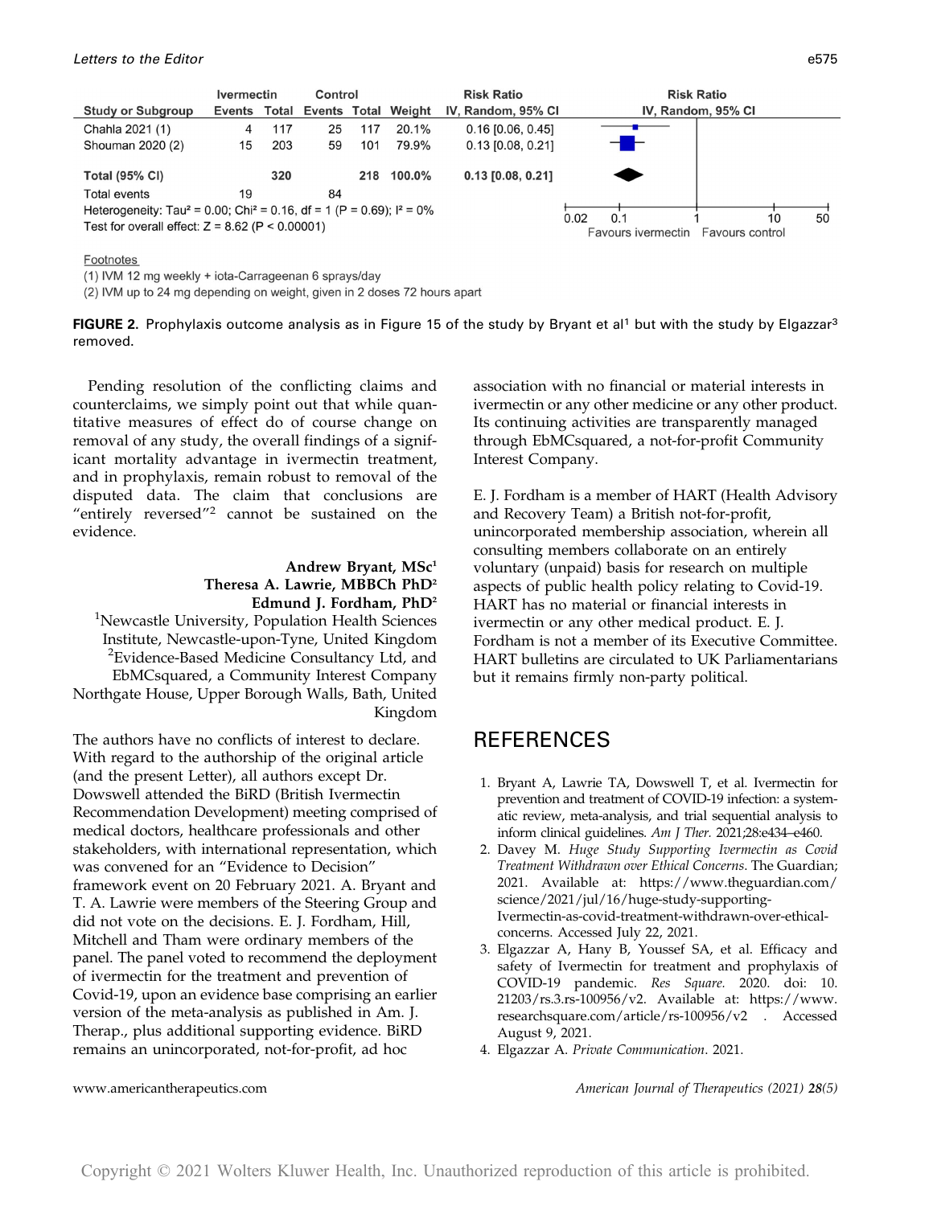| Study or Subgroup | Ivermectin Events | Ivermectin Total | Control Events | Control Total | Weight | Risk Ratio IV, Random, 95% CI |
|---|---|---|---|---|---|---|
| Chahla 2021 (1) | 4 | 117 | 25 | 117 | 20.1% | 0.16 [0.06, 0.45] |
| Shouman 2020 (2) | 15 | 203 | 59 | 101 | 79.9% | 0.13 [0.08, 0.21] |
| **Total (95% CI)** | | **320** | | **218** | **100.0%** | **0.13 [0.08, 0.21]** |
| Total events | 19 | | 84 | | | |

Heterogeneity: Tau² = 0.00; Chi² = 0.16, df = 1 (P = 0.69); I² = 0%
Test for overall effect: Z = 8.62 (P < 0.00001)

Risk Ratio IV, Random, 95% CI: 0.02 0.1 1 10 50 — Favours ivermectin / Favours control

Footnotes
(1) IVM 12 mg weekly + iota-Carrageenan 6 sprays/day
(2) IVM up to 24 mg depending on weight, given in 2 doses 72 hours apart

**FIGURE 2.** Prophylaxis outcome analysis as in Figure 15 of the study by Bryant et al[1] but with the study by Elgazzar[3] removed.

Pending resolution of the conflicting claims and counterclaims, we simply point out that while quantitative measures of effect do of course change on removal of any study, the overall findings of a significant mortality advantage in ivermectin treatment, and in prophylaxis, remain robust to removal of the disputed data. The claim that conclusions are "entirely reversed"[2] cannot be sustained on the evidence.

**Andrew Bryant, MSc**[1]
**Theresa A. Lawrie, MBBCh PhD**[2]
**Edmund J. Fordham, PhD**[2]
[1]Newcastle University, Population Health Sciences Institute, Newcastle-upon-Tyne, United Kingdom
[2]Evidence-Based Medicine Consultancy Ltd, and EbMCsquared, a Community Interest Company Northgate House, Upper Borough Walls, Bath, United Kingdom

The authors have no conflicts of interest to declare. With regard to the authorship of the original article (and the present Letter), all authors except Dr. Dowswell attended the BiRD (British Ivermectin Recommendation Development) meeting comprised of medical doctors, healthcare professionals and other stakeholders, with international representation, which was convened for an "Evidence to Decision" framework event on 20 February 2021. A. Bryant and T. A. Lawrie were members of the Steering Group and did not vote on the decisions. E. J. Fordham, Hill, Mitchell and Tham were ordinary members of the panel. The panel voted to recommend the deployment of ivermectin for the treatment and prevention of Covid-19, upon an evidence base comprising an earlier version of the meta-analysis as published in Am. J. Therap., plus additional supporting evidence. BiRD remains an unincorporated, not-for-profit, ad hoc association with no financial or material interests in ivermectin or any other medicine or any other product. Its continuing activities are transparently managed through EbMCsquared, a not-for-profit Community Interest Company.

E. J. Fordham is a member of HART (Health Advisory and Recovery Team) a British not-for-profit, unincorporated membership association, wherein all consulting members collaborate on an entirely voluntary (unpaid) basis for research on multiple aspects of public health policy relating to Covid-19. HART has no material or financial interests in ivermectin or any other medical product. E. J. Fordham is not a member of its Executive Committee. HART bulletins are circulated to UK Parliamentarians but it remains firmly non-party political.

## REFERENCES

1. Bryant A, Lawrie TA, Dowswell T, et al. Ivermectin for prevention and treatment of COVID-19 infection: a systematic review, meta-analysis, and trial sequential analysis to inform clinical guidelines. *Am J Ther.* 2021;28:e434–e460.
2. Davey M. *Huge Study Supporting Ivermectin as Covid Treatment Withdrawn over Ethical Concerns.* The Guardian; 2021. Available at: https://www.theguardian.com/science/2021/jul/16/huge-study-supporting-Ivermectin-as-covid-treatment-withdrawn-over-ethical-concerns. Accessed July 22, 2021.
3. Elgazzar A, Hany B, Youssef SA, et al. Efficacy and safety of Ivermectin for treatment and prophylaxis of COVID-19 pandemic. *Res Square.* 2020. doi: 10.21203/rs.3.rs-100956/v2. Available at: https://www.researchsquare.com/article/rs-100956/v2 . Accessed August 9, 2021.
4. Elgazzar A. *Private Communication*. 2021.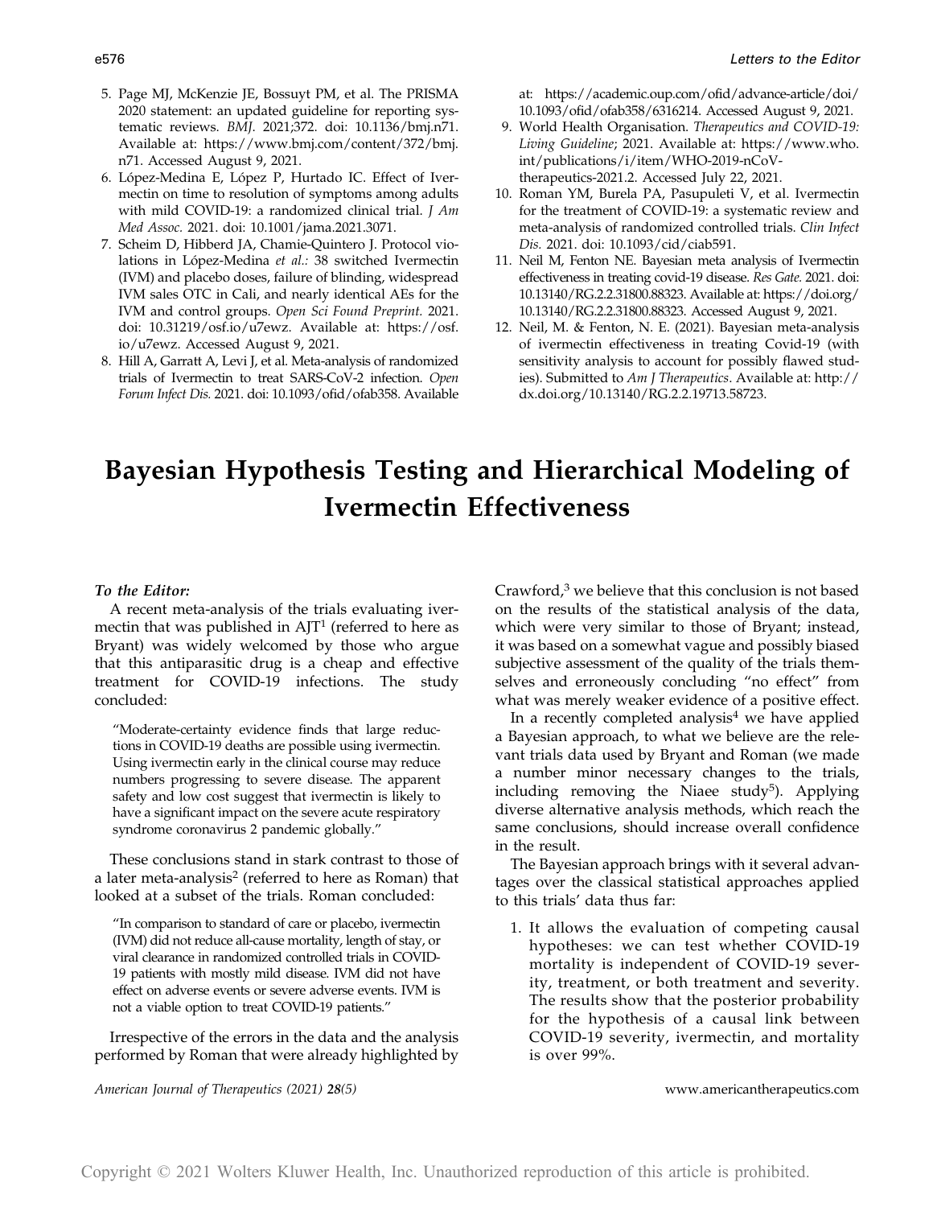5. Page MJ, McKenzie JE, Bossuyt PM, et al. The PRISMA 2020 statement: an updated guideline for reporting systematic reviews. *BMJ.* 2021;372. doi: 10.1136/bmj.n71. Available at: https://www.bmj.com/content/372/bmj.n71. Accessed August 9, 2021.
6. López-Medina E, López P, Hurtado IC. Effect of Ivermectin on time to resolution of symptoms among adults with mild COVID-19: a randomized clinical trial. *J Am Med Assoc.* 2021. doi: 10.1001/jama.2021.3071.
7. Scheim D, Hibberd JA, Chamie-Quintero J. Protocol violations in López-Medina *et al.:* 38 switched Ivermectin (IVM) and placebo doses, failure of blinding, widespread IVM sales OTC in Cali, and nearly identical AEs for the IVM and control groups. *Open Sci Found Preprint.* 2021. doi: 10.31219/osf.io/u7ewz. Available at: https://osf.io/u7ewz. Accessed August 9, 2021.
8. Hill A, Garratt A, Levi J, et al. Meta-analysis of randomized trials of Ivermectin to treat SARS-CoV-2 infection. *Open Forum Infect Dis.* 2021. doi: 10.1093/ofid/ofab358. Available at: https://academic.oup.com/ofid/advance-article/doi/10.1093/ofid/ofab358/6316214. Accessed August 9, 2021.
9. World Health Organisation. *Therapeutics and COVID-19: Living Guideline*; 2021. Available at: https://www.who.int/publications/i/item/WHO-2019-nCoV-therapeutics-2021.2. Accessed July 22, 2021.
10. Roman YM, Burela PA, Pasupuleti V, et al. Ivermectin for the treatment of COVID-19: a systematic review and meta-analysis of randomized controlled trials. *Clin Infect Dis.* 2021. doi: 10.1093/cid/ciab591.
11. Neil M, Fenton NE. Bayesian meta analysis of Ivermectin effectiveness in treating covid-19 disease. *Res Gate.* 2021. doi: 10.13140/RG.2.2.31800.88323. Available at: https://doi.org/10.13140/RG.2.2.31800.88323. Accessed August 9, 2021.
12. Neil, M. & Fenton, N. E. (2021). Bayesian meta-analysis of ivermectin effectiveness in treating Covid-19 (with sensitivity analysis to account for possibly flawed studies). Submitted to *Am J Therapeutics*. Available at: http://dx.doi.org/10.13140/RG.2.2.19713.58723.

# Bayesian Hypothesis Testing and Hierarchical Modeling of Ivermectin Effectiveness

***To the Editor:***

A recent meta-analysis of the trials evaluating ivermectin that was published in AJT[1] (referred to here as Bryant) was widely welcomed by those who argue that this antiparasitic drug is a cheap and effective treatment for COVID-19 infections. The study concluded:

> "Moderate-certainty evidence finds that large reductions in COVID-19 deaths are possible using ivermectin. Using ivermectin early in the clinical course may reduce numbers progressing to severe disease. The apparent safety and low cost suggest that ivermectin is likely to have a significant impact on the severe acute respiratory syndrome coronavirus 2 pandemic globally."

These conclusions stand in stark contrast to those of a later meta-analysis[2] (referred to here as Roman) that looked at a subset of the trials. Roman concluded:

> "In comparison to standard of care or placebo, ivermectin (IVM) did not reduce all-cause mortality, length of stay, or viral clearance in randomized controlled trials in COVID-19 patients with mostly mild disease. IVM did not have effect on adverse events or severe adverse events. IVM is not a viable option to treat COVID-19 patients."

Irrespective of the errors in the data and the analysis performed by Roman that were already highlighted by Crawford,[3] we believe that this conclusion is not based on the results of the statistical analysis of the data, which were very similar to those of Bryant; instead, it was based on a somewhat vague and possibly biased subjective assessment of the quality of the trials themselves and erroneously concluding "no effect" from what was merely weaker evidence of a positive effect.

In a recently completed analysis[4] we have applied a Bayesian approach, to what we believe are the relevant trials data used by Bryant and Roman (we made a number minor necessary changes to the trials, including removing the Niaee study[5]). Applying diverse alternative analysis methods, which reach the same conclusions, should increase overall confidence in the result.

The Bayesian approach brings with it several advantages over the classical statistical approaches applied to this trials' data thus far:

1. It allows the evaluation of competing causal hypotheses: we can test whether COVID-19 mortality is independent of COVID-19 severity, treatment, or both treatment and severity. The results show that the posterior probability for the hypothesis of a causal link between COVID-19 severity, ivermectin, and mortality is over 99%.